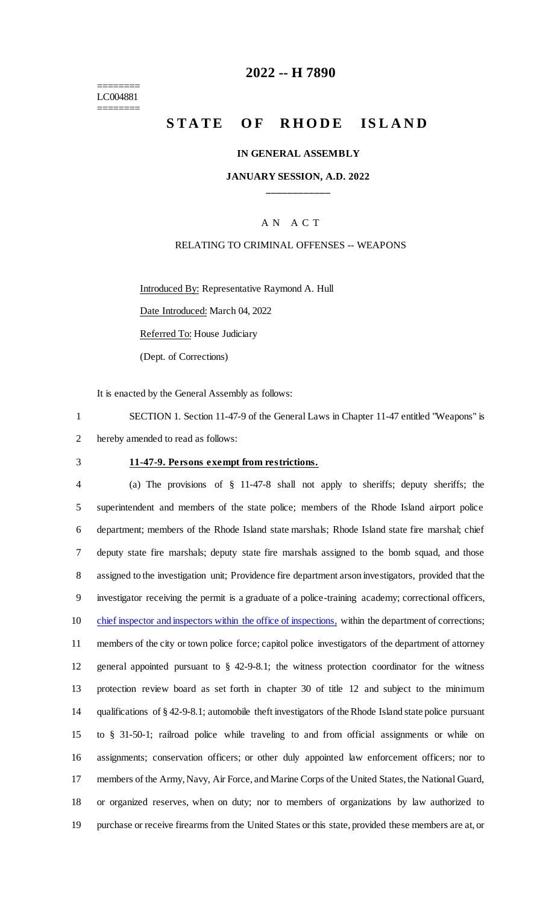========
LC004881
========

# 2022 -- H 7890

## STATE OF RHODE ISLAND

**IN GENERAL ASSEMBLY**

**JANUARY SESSION, A.D. 2022**

\_\_\_\_\_\_\_\_\_\_\_\_

A N A C T

RELATING TO CRIMINAL OFFENSES -- WEAPONS

Introduced By: Representative Raymond A. Hull

Date Introduced: March 04, 2022

Referred To: House Judiciary

(Dept. of Corrections)

It is enacted by the General Assembly as follows:

SECTION 1. Section 11-47-9 of the General Laws in Chapter 11-47 entitled "Weapons" is hereby amended to read as follows:

**11-47-9. Persons exempt from restrictions.**

(a) The provisions of § 11-47-8 shall not apply to sheriffs; deputy sheriffs; the superintendent and members of the state police; members of the Rhode Island airport police department; members of the Rhode Island state marshals; Rhode Island state fire marshal; chief deputy state fire marshals; deputy state fire marshals assigned to the bomb squad, and those assigned to the investigation unit; Providence fire department arson investigators, provided that the investigator receiving the permit is a graduate of a police-training academy; correctional officers, chief inspector and inspectors within the office of inspections, within the department of corrections; members of the city or town police force; capitol police investigators of the department of attorney general appointed pursuant to § 42-9-8.1; the witness protection coordinator for the witness protection review board as set forth in chapter 30 of title 12 and subject to the minimum qualifications of § 42-9-8.1; automobile theft investigators of the Rhode Island state police pursuant to § 31-50-1; railroad police while traveling to and from official assignments or while on assignments; conservation officers; or other duly appointed law enforcement officers; nor to members of the Army, Navy, Air Force, and Marine Corps of the United States, the National Guard, or organized reserves, when on duty; nor to members of organizations by law authorized to purchase or receive firearms from the United States or this state, provided these members are at, or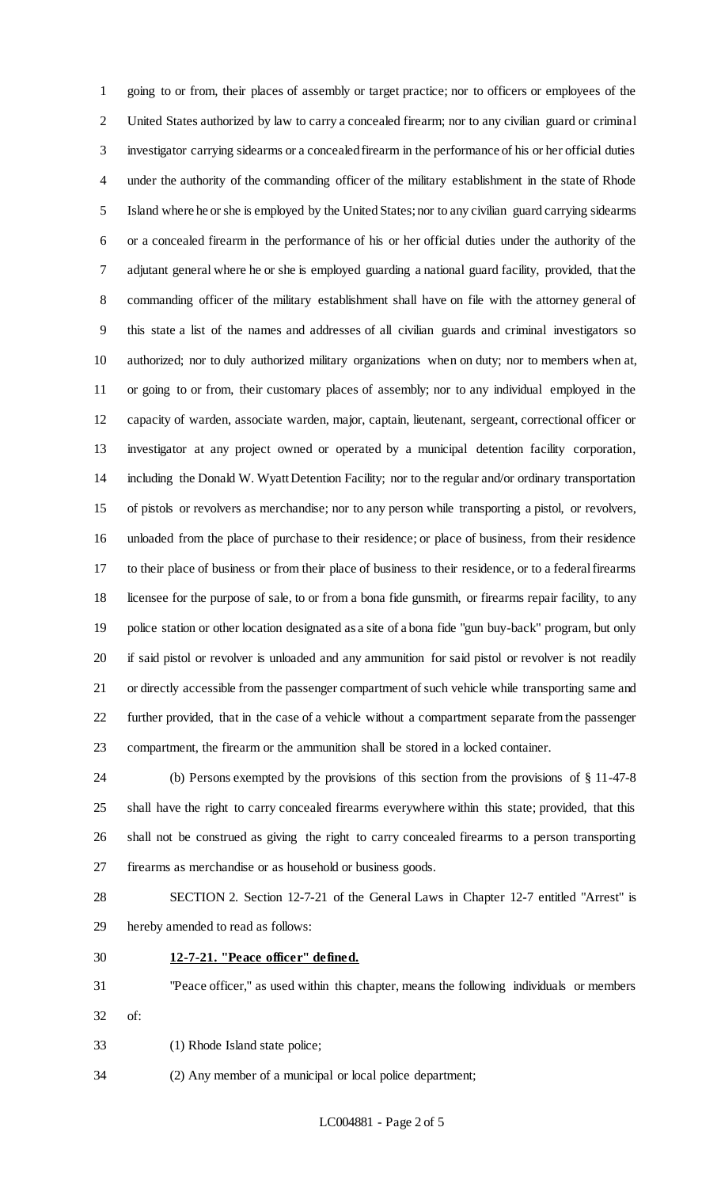going to or from, their places of assembly or target practice; nor to officers or employees of the United States authorized by law to carry a concealed firearm; nor to any civilian guard or criminal investigator carrying sidearms or a concealed firearm in the performance of his or her official duties under the authority of the commanding officer of the military establishment in the state of Rhode Island where he or she is employed by the United States; nor to any civilian guard carrying sidearms or a concealed firearm in the performance of his or her official duties under the authority of the adjutant general where he or she is employed guarding a national guard facility, provided, that the commanding officer of the military establishment shall have on file with the attorney general of this state a list of the names and addresses of all civilian guards and criminal investigators so authorized; nor to duly authorized military organizations when on duty; nor to members when at, or going to or from, their customary places of assembly; nor to any individual employed in the capacity of warden, associate warden, major, captain, lieutenant, sergeant, correctional officer or investigator at any project owned or operated by a municipal detention facility corporation, including the Donald W. Wyatt Detention Facility; nor to the regular and/or ordinary transportation of pistols or revolvers as merchandise; nor to any person while transporting a pistol, or revolvers, unloaded from the place of purchase to their residence; or place of business, from their residence to their place of business or from their place of business to their residence, or to a federal firearms licensee for the purpose of sale, to or from a bona fide gunsmith, or firearms repair facility, to any police station or other location designated as a site of a bona fide "gun buy-back" program, but only if said pistol or revolver is unloaded and any ammunition for said pistol or revolver is not readily or directly accessible from the passenger compartment of such vehicle while transporting same and further provided, that in the case of a vehicle without a compartment separate from the passenger compartment, the firearm or the ammunition shall be stored in a locked container.

(b) Persons exempted by the provisions of this section from the provisions of § 11-47-8 shall have the right to carry concealed firearms everywhere within this state; provided, that this shall not be construed as giving the right to carry concealed firearms to a person transporting firearms as merchandise or as household or business goods.

SECTION 2. Section 12-7-21 of the General Laws in Chapter 12-7 entitled "Arrest" is hereby amended to read as follows:

**12-7-21. "Peace officer" defined.**

"Peace officer," as used within this chapter, means the following individuals or members of:

(1) Rhode Island state police;

(2) Any member of a municipal or local police department;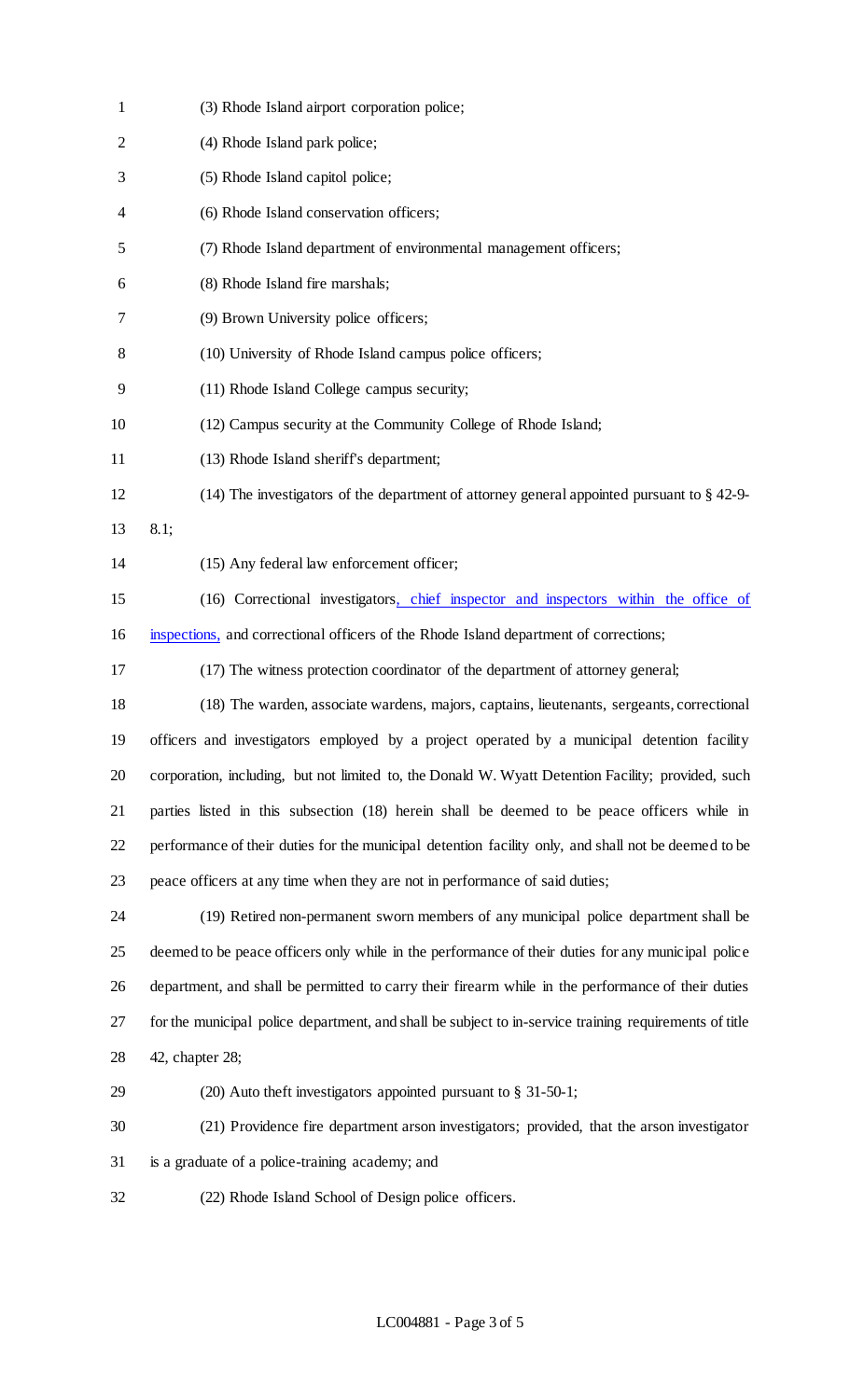(3) Rhode Island airport corporation police;

(4) Rhode Island park police;

(5) Rhode Island capitol police;

(6) Rhode Island conservation officers;

(7) Rhode Island department of environmental management officers;

(8) Rhode Island fire marshals;

(9) Brown University police officers;

(10) University of Rhode Island campus police officers;

(11) Rhode Island College campus security;

(12) Campus security at the Community College of Rhode Island;

(13) Rhode Island sheriff's department;

(14) The investigators of the department of attorney general appointed pursuant to § 42-9-8.1;

(15) Any federal law enforcement officer;

(16) Correctional investigators, chief inspector and inspectors within the office of inspections, and correctional officers of the Rhode Island department of corrections;

(17) The witness protection coordinator of the department of attorney general;

(18) The warden, associate wardens, majors, captains, lieutenants, sergeants, correctional officers and investigators employed by a project operated by a municipal detention facility corporation, including, but not limited to, the Donald W. Wyatt Detention Facility; provided, such parties listed in this subsection (18) herein shall be deemed to be peace officers while in performance of their duties for the municipal detention facility only, and shall not be deemed to be peace officers at any time when they are not in performance of said duties;

(19) Retired non-permanent sworn members of any municipal police department shall be deemed to be peace officers only while in the performance of their duties for any municipal police department, and shall be permitted to carry their firearm while in the performance of their duties for the municipal police department, and shall be subject to in-service training requirements of title 42, chapter 28;

(20) Auto theft investigators appointed pursuant to § 31-50-1;

(21) Providence fire department arson investigators; provided, that the arson investigator is a graduate of a police-training academy; and

(22) Rhode Island School of Design police officers.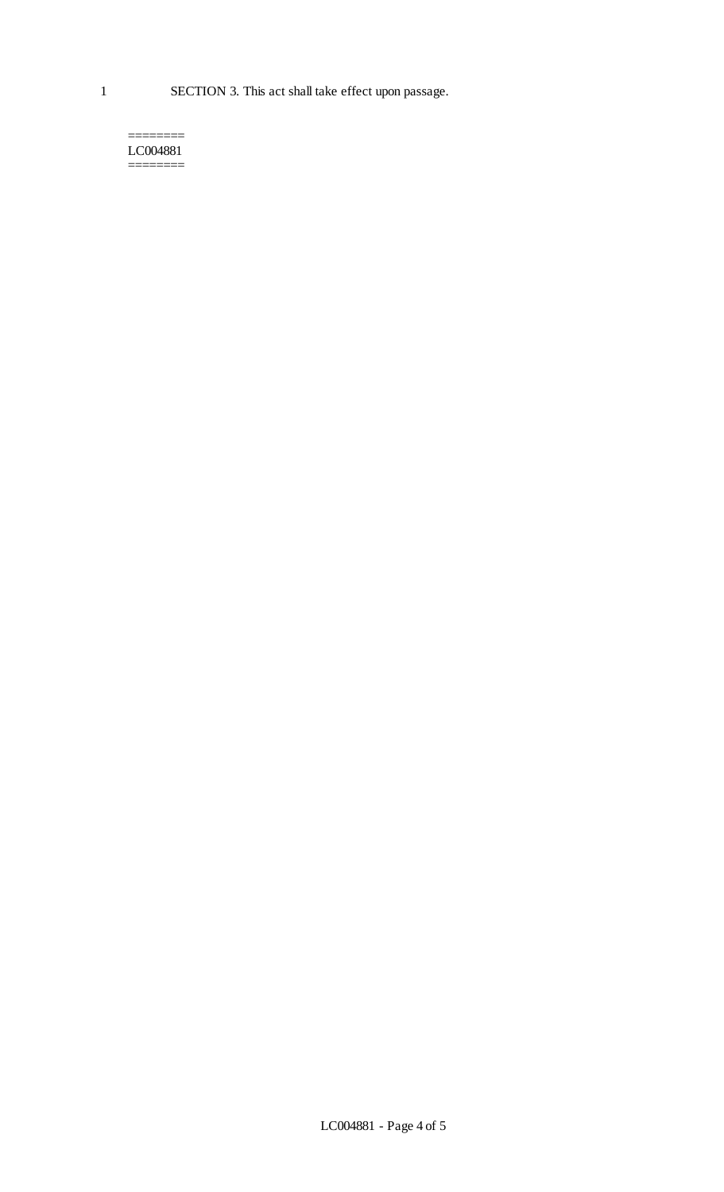1 SECTION 3. This act shall take effect upon passage.

========
LC004881
========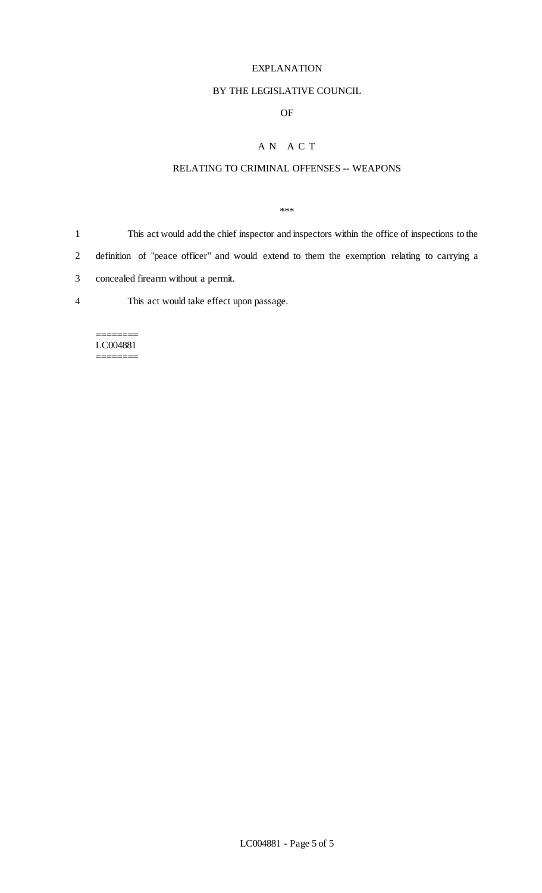EXPLANATION

BY THE LEGISLATIVE COUNCIL

OF

A N A C T

RELATING TO CRIMINAL OFFENSES -- WEAPONS

***

1 This act would add the chief inspector and inspectors within the office of inspections to the
2 definition of "peace officer" and would extend to them the exemption relating to carrying a
3 concealed firearm without a permit.

4 This act would take effect upon passage.

========
LC004881
========